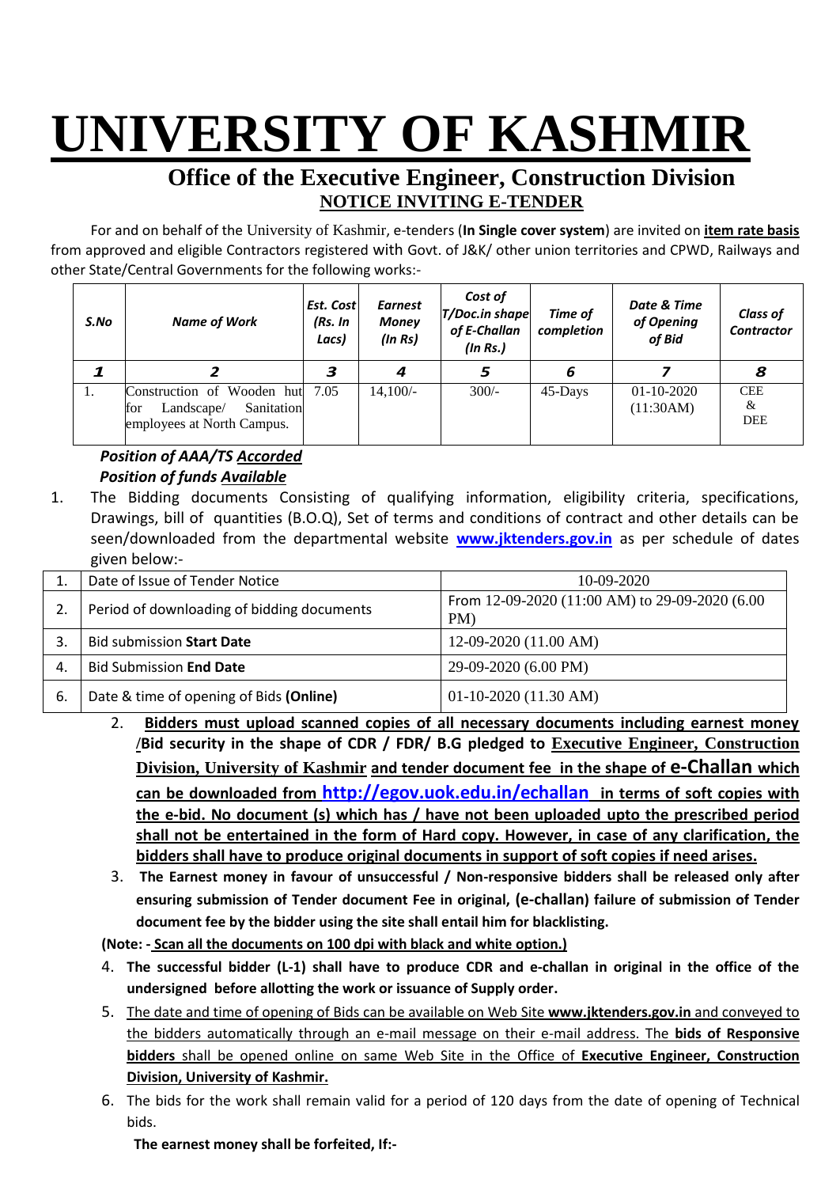# UNIVERSITY OF KASHMIR

## Office of the Executive Engineer, Construction Division

### NOTICE INVITING E-TENDER

For and on behalf of the University of Kashmir, e-tenders (**In Single cover system**) are invited on **item rate basis** from approved and eligible Contractors registered with Govt. of J&K/ other union territories and CPWD, Railways and other State/Central Governments for the following works:-

| S.No | Name of Work | Est. Cost (Rs. In Lacs) | Earnest Money (In Rs) | Cost of T/Doc.in shape of E-Challan (In Rs.) | Time of completion | Date & Time of Opening of Bid | Class of Contractor |
|---|---|---|---|---|---|---|---|
| 1 | 2 | 3 | 4 | 5 | 6 | 7 | 8 |
| 1. | Construction of Wooden hut for Landscape/ Sanitation employees at North Campus. | 7.05 | 14,100/- | 300/- | 45-Days | 01-10-2020 (11:30AM) | CEE & DEE |

***Position of AAA/TS Accorded***
***Position of funds Available***

1. The Bidding documents Consisting of qualifying information, eligibility criteria, specifications, Drawings, bill of quantities (B.O.Q), Set of terms and conditions of contract and other details can be seen/downloaded from the departmental website **www.jktenders.gov.in** as per schedule of dates given below:-

| | | |
|---|---|---|
| 1. | Date of Issue of Tender Notice | 10-09-2020 |
| 2. | Period of downloading of bidding documents | From 12-09-2020 (11:00 AM) to 29-09-2020 (6.00 PM) |
| 3. | Bid submission **Start Date** | 12-09-2020 (11.00 AM) |
| 4. | Bid Submission **End Date** | 29-09-2020 (6.00 PM) |
| 6. | Date & time of opening of Bids **(Online)** | 01-10-2020 (11.30 AM) |

2. **Bidders must upload scanned copies of all necessary documents including earnest money /Bid security in the shape of CDR / FDR/ B.G pledged to Executive Engineer, Construction Division, University of Kashmir and tender document fee in the shape of e-Challan which can be downloaded from http://egov.uok.edu.in/echallan in terms of soft copies with the e-bid. No document (s) which has / have not been uploaded upto the prescribed period shall not be entertained in the form of Hard copy. However, in case of any clarification, the bidders shall have to produce original documents in support of soft copies if need arises.**

3. **The Earnest money in favour of unsuccessful / Non-responsive bidders shall be released only after ensuring submission of Tender document Fee in original, (e-challan) failure of submission of Tender document fee by the bidder using the site shall entail him for blacklisting.**

**(Note: - Scan all the documents on 100 dpi with black and white option.)**

4. **The successful bidder (L-1) shall have to produce CDR and e-challan in original in the office of the undersigned before allotting the work or issuance of Supply order.**

5. The date and time of opening of Bids can be available on Web Site **www.jktenders.gov.in** and conveyed to the bidders automatically through an e-mail message on their e-mail address. The **bids of Responsive bidders** shall be opened online on same Web Site in the Office of **Executive Engineer, Construction Division, University of Kashmir.**

6. The bids for the work shall remain valid for a period of 120 days from the date of opening of Technical bids.

**The earnest money shall be forfeited, If:-**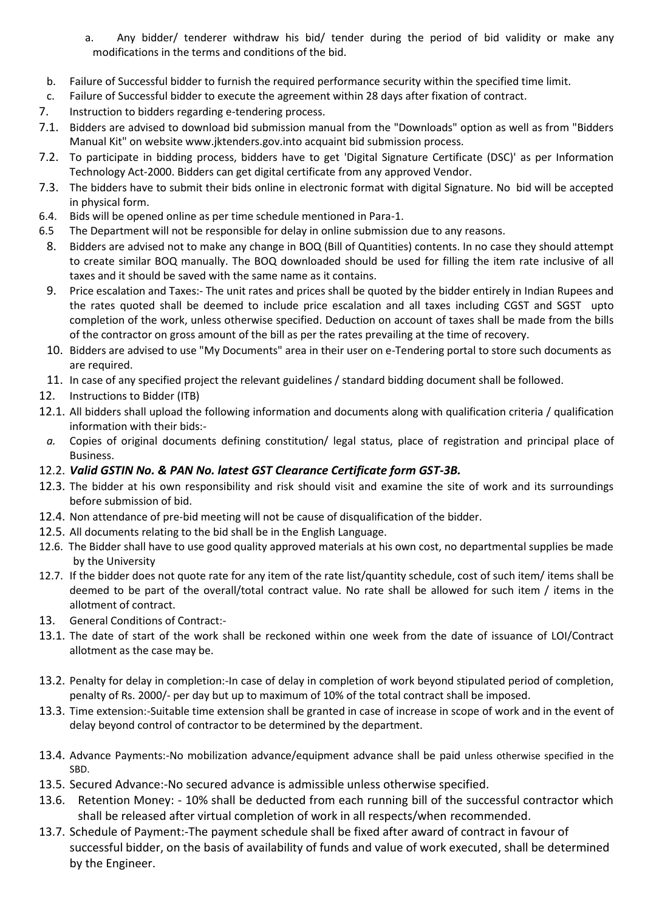a. Any bidder/ tenderer withdraw his bid/ tender during the period of bid validity or make any modifications in the terms and conditions of the bid.

b. Failure of Successful bidder to furnish the required performance security within the specified time limit.

c. Failure of Successful bidder to execute the agreement within 28 days after fixation of contract.

7. Instruction to bidders regarding e-tendering process.

7.1. Bidders are advised to download bid submission manual from the "Downloads" option as well as from "Bidders Manual Kit" on website www.jktenders.gov.into acquaint bid submission process.

7.2. To participate in bidding process, bidders have to get 'Digital Signature Certificate (DSC)' as per Information Technology Act-2000. Bidders can get digital certificate from any approved Vendor.

7.3. The bidders have to submit their bids online in electronic format with digital Signature. No bid will be accepted in physical form.

6.4. Bids will be opened online as per time schedule mentioned in Para-1.

6.5 The Department will not be responsible for delay in online submission due to any reasons.

8. Bidders are advised not to make any change in BOQ (Bill of Quantities) contents. In no case they should attempt to create similar BOQ manually. The BOQ downloaded should be used for filling the item rate inclusive of all taxes and it should be saved with the same name as it contains.

9. Price escalation and Taxes:- The unit rates and prices shall be quoted by the bidder entirely in Indian Rupees and the rates quoted shall be deemed to include price escalation and all taxes including CGST and SGST upto completion of the work, unless otherwise specified. Deduction on account of taxes shall be made from the bills of the contractor on gross amount of the bill as per the rates prevailing at the time of recovery.

10. Bidders are advised to use "My Documents" area in their user on e-Tendering portal to store such documents as are required.

11. In case of any specified project the relevant guidelines / standard bidding document shall be followed.

12. Instructions to Bidder (ITB)

12.1. All bidders shall upload the following information and documents along with qualification criteria / qualification information with their bids:-

*a.* Copies of original documents defining constitution/ legal status, place of registration and principal place of Business.

12.2. ***Valid GSTIN No. & PAN No. latest GST Clearance Certificate form GST-3B.***

12.3. The bidder at his own responsibility and risk should visit and examine the site of work and its surroundings before submission of bid.

12.4. Non attendance of pre-bid meeting will not be cause of disqualification of the bidder.

12.5. All documents relating to the bid shall be in the English Language.

12.6. The Bidder shall have to use good quality approved materials at his own cost, no departmental supplies be made by the University

12.7. If the bidder does not quote rate for any item of the rate list/quantity schedule, cost of such item/ items shall be deemed to be part of the overall/total contract value. No rate shall be allowed for such item / items in the allotment of contract.

13. General Conditions of Contract:-

13.1. The date of start of the work shall be reckoned within one week from the date of issuance of LOI/Contract allotment as the case may be.

13.2. Penalty for delay in completion:-In case of delay in completion of work beyond stipulated period of completion, penalty of Rs. 2000/- per day but up to maximum of 10% of the total contract shall be imposed.

13.3. Time extension:-Suitable time extension shall be granted in case of increase in scope of work and in the event of delay beyond control of contractor to be determined by the department.

13.4. Advance Payments:-No mobilization advance/equipment advance shall be paid unless otherwise specified in the SBD.

13.5. Secured Advance:-No secured advance is admissible unless otherwise specified.

13.6. Retention Money: - 10% shall be deducted from each running bill of the successful contractor which shall be released after virtual completion of work in all respects/when recommended.

13.7. Schedule of Payment:-The payment schedule shall be fixed after award of contract in favour of successful bidder, on the basis of availability of funds and value of work executed, shall be determined by the Engineer.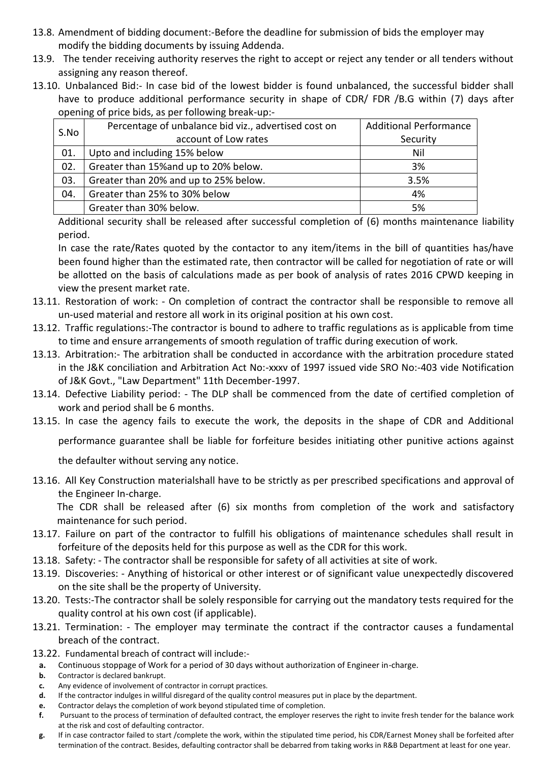13.8. Amendment of bidding document:-Before the deadline for submission of bids the employer may modify the bidding documents by issuing Addenda.

13.9. The tender receiving authority reserves the right to accept or reject any tender or all tenders without assigning any reason thereof.

13.10. Unbalanced Bid:- In case bid of the lowest bidder is found unbalanced, the successful bidder shall have to produce additional performance security in shape of CDR/ FDR /B.G within (7) days after opening of price bids, as per following break-up:-

| S.No | Percentage of unbalance bid viz., advertised cost on account of Low rates | Additional Performance Security |
|---|---|---|
| 01. | Upto and including 15% below | Nil |
| 02. | Greater than 15%and up to 20% below. | 3% |
| 03. | Greater than 20% and up to 25% below. | 3.5% |
| 04. | Greater than 25% to 30% below | 4% |
| | Greater than 30% below. | 5% |

Additional security shall be released after successful completion of (6) months maintenance liability period.

In case the rate/Rates quoted by the contactor to any item/items in the bill of quantities has/have been found higher than the estimated rate, then contractor will be called for negotiation of rate or will be allotted on the basis of calculations made as per book of analysis of rates 2016 CPWD keeping in view the present market rate.

13.11. Restoration of work: - On completion of contract the contractor shall be responsible to remove all un-used material and restore all work in its original position at his own cost.

13.12. Traffic regulations:-The contractor is bound to adhere to traffic regulations as is applicable from time to time and ensure arrangements of smooth regulation of traffic during execution of work.

13.13. Arbitration:- The arbitration shall be conducted in accordance with the arbitration procedure stated in the J&K conciliation and Arbitration Act No:-xxxv of 1997 issued vide SRO No:-403 vide Notification of J&K Govt., "Law Department" 11th December-1997.

13.14. Defective Liability period: - The DLP shall be commenced from the date of certified completion of work and period shall be 6 months.

13.15. In case the agency fails to execute the work, the deposits in the shape of CDR and Additional performance guarantee shall be liable for forfeiture besides initiating other punitive actions against the defaulter without serving any notice.

13.16. All Key Construction materialshall have to be strictly as per prescribed specifications and approval of the Engineer In-charge.

The CDR shall be released after (6) six months from completion of the work and satisfactory maintenance for such period.

13.17. Failure on part of the contractor to fulfill his obligations of maintenance schedules shall result in forfeiture of the deposits held for this purpose as well as the CDR for this work.

13.18. Safety: - The contractor shall be responsible for safety of all activities at site of work.

13.19. Discoveries: - Anything of historical or other interest or of significant value unexpectedly discovered on the site shall be the property of University.

13.20. Tests:-The contractor shall be solely responsible for carrying out the mandatory tests required for the quality control at his own cost (if applicable).

13.21. Termination: - The employer may terminate the contract if the contractor causes a fundamental breach of the contract.

13.22. Fundamental breach of contract will include:-

- **a.** Continuous stoppage of Work for a period of 30 days without authorization of Engineer in-charge.
- **b.** Contractor is declared bankrupt.
- **c.** Any evidence of involvement of contractor in corrupt practices.
- **d.** If the contractor indulges in willful disregard of the quality control measures put in place by the department.
- **e.** Contractor delays the completion of work beyond stipulated time of completion.
- **f.** Pursuant to the process of termination of defaulted contract, the employer reserves the right to invite fresh tender for the balance work at the risk and cost of defaulting contractor.
- **g.** If in case contractor failed to start /complete the work, within the stipulated time period, his CDR/Earnest Money shall be forfeited after termination of the contract. Besides, defaulting contractor shall be debarred from taking works in R&B Department at least for one year.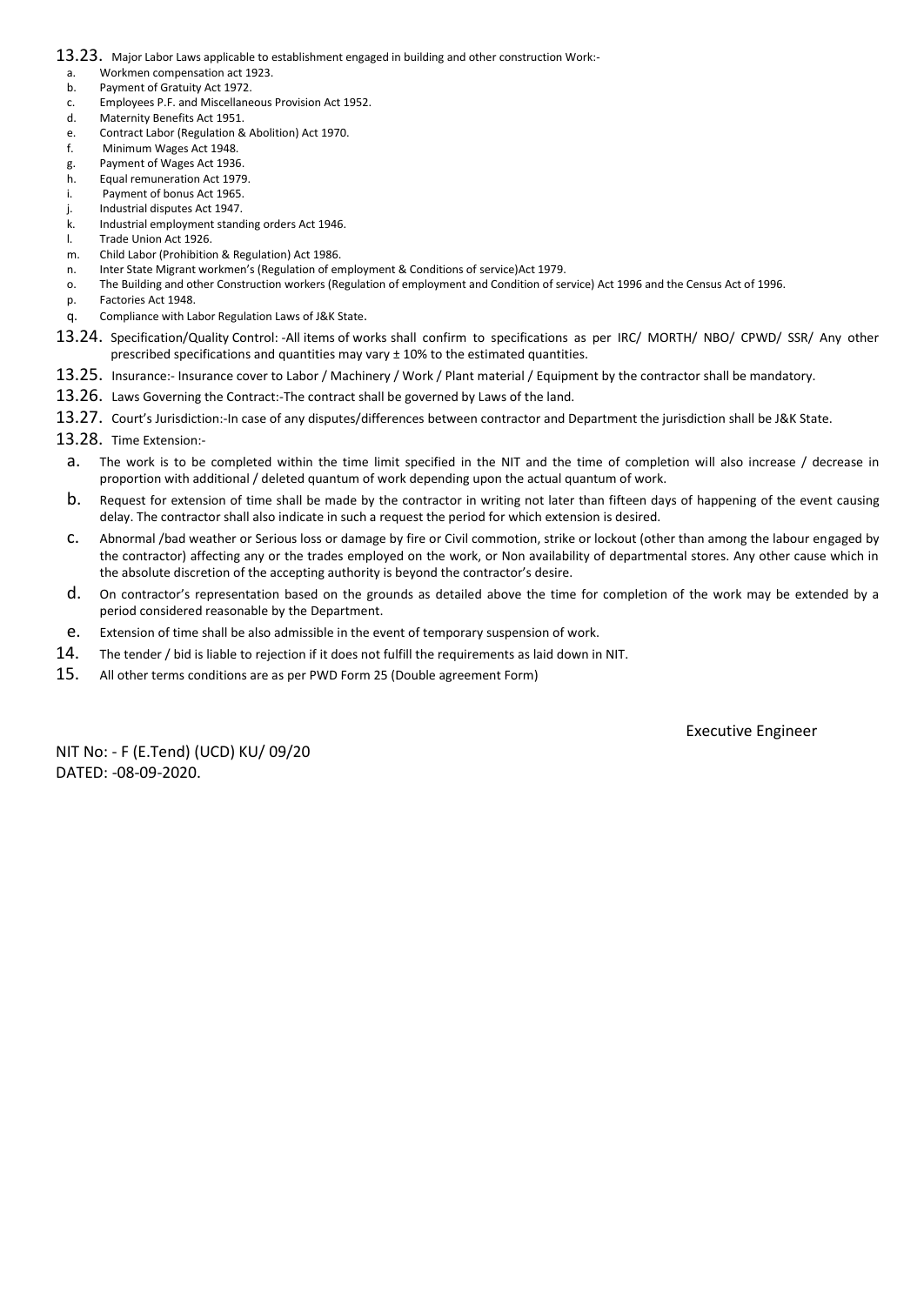13.23. Major Labor Laws applicable to establishment engaged in building and other construction Work:-

a. Workmen compensation act 1923.
b. Payment of Gratuity Act 1972.
c. Employees P.F. and Miscellaneous Provision Act 1952.
d. Maternity Benefits Act 1951.
e. Contract Labor (Regulation & Abolition) Act 1970.
f. Minimum Wages Act 1948.
g. Payment of Wages Act 1936.
h. Equal remuneration Act 1979.
i. Payment of bonus Act 1965.
j. Industrial disputes Act 1947.
k. Industrial employment standing orders Act 1946.
l. Trade Union Act 1926.
m. Child Labor (Prohibition & Regulation) Act 1986.
n. Inter State Migrant workmen's (Regulation of employment & Conditions of service)Act 1979.
o. The Building and other Construction workers (Regulation of employment and Condition of service) Act 1996 and the Census Act of 1996.
p. Factories Act 1948.
q. Compliance with Labor Regulation Laws of J&K State.

13.24. Specification/Quality Control: -All items of works shall confirm to specifications as per IRC/ MORTH/ NBO/ CPWD/ SSR/ Any other prescribed specifications and quantities may vary ± 10% to the estimated quantities.

13.25. Insurance:- Insurance cover to Labor / Machinery / Work / Plant material / Equipment by the contractor shall be mandatory.

13.26. Laws Governing the Contract:-The contract shall be governed by Laws of the land.

13.27. Court's Jurisdiction:-In case of any disputes/differences between contractor and Department the jurisdiction shall be J&K State.

13.28. Time Extension:-

a. The work is to be completed within the time limit specified in the NIT and the time of completion will also increase / decrease in proportion with additional / deleted quantum of work depending upon the actual quantum of work.
b. Request for extension of time shall be made by the contractor in writing not later than fifteen days of happening of the event causing delay. The contractor shall also indicate in such a request the period for which extension is desired.
c. Abnormal /bad weather or Serious loss or damage by fire or Civil commotion, strike or lockout (other than among the labour engaged by the contractor) affecting any or the trades employed on the work, or Non availability of departmental stores. Any other cause which in the absolute discretion of the accepting authority is beyond the contractor's desire.
d. On contractor's representation based on the grounds as detailed above the time for completion of the work may be extended by a period considered reasonable by the Department.
e. Extension of time shall be also admissible in the event of temporary suspension of work.

14. The tender / bid is liable to rejection if it does not fulfill the requirements as laid down in NIT.

15. All other terms conditions are as per PWD Form 25 (Double agreement Form)

Executive Engineer

NIT No: - F (E.Tend) (UCD) KU/ 09/20
DATED: -08-09-2020.